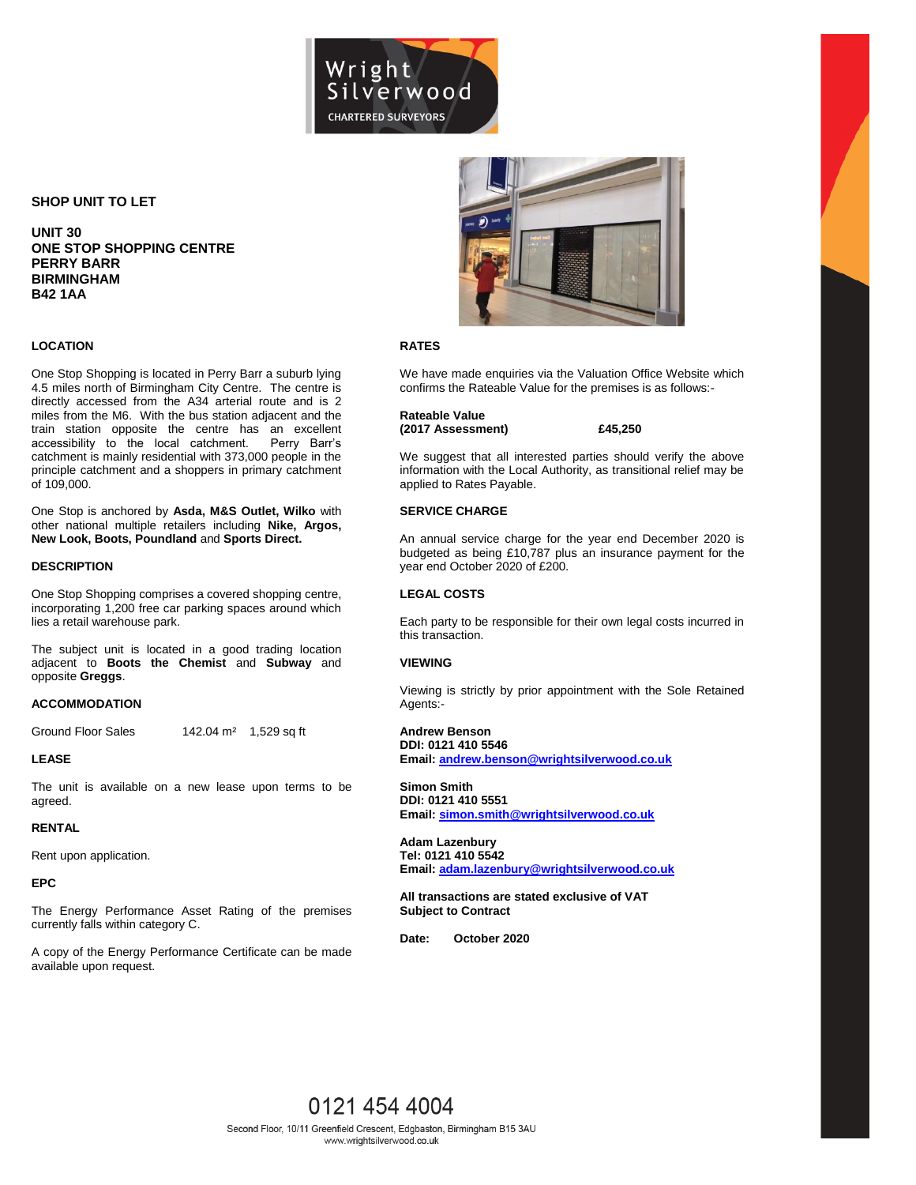# SHOP UNIT TO LET

**UNIT 30**
**ONE STOP SHOPPING CENTRE**
**PERRY BARR**
**BIRMINGHAM**
**B42 1AA**

## LOCATION

One Stop Shopping is located in Perry Barr a suburb lying 4.5 miles north of Birmingham City Centre. The centre is directly accessed from the A34 arterial route and is 2 miles from the M6. With the bus station adjacent and the train station opposite the centre has an excellent accessibility to the local catchment. Perry Barr's catchment is mainly residential with 373,000 people in the principle catchment and a shoppers in primary catchment of 109,000.

One Stop is anchored by **Asda, M&S Outlet, Wilko** with other national multiple retailers including **Nike, Argos, New Look, Boots, Poundland** and **Sports Direct.**

## DESCRIPTION

One Stop Shopping comprises a covered shopping centre, incorporating 1,200 free car parking spaces around which lies a retail warehouse park.

The subject unit is located in a good trading location adjacent to **Boots the Chemist** and **Subway** and opposite **Greggs**.

## ACCOMMODATION

| | | |
|---|---|---|
| Ground Floor Sales | 142.04 m² | 1,529 sq ft |

## LEASE

The unit is available on a new lease upon terms to be agreed.

## RENTAL

Rent upon application.

## EPC

The Energy Performance Asset Rating of the premises currently falls within category C.

A copy of the Energy Performance Certificate can be made available upon request.

## RATES

We have made enquiries via the Valuation Office Website which confirms the Rateable Value for the premises is as follows:-

**Rateable Value**
**(2017 Assessment)** **£45,250**

We suggest that all interested parties should verify the above information with the Local Authority, as transitional relief may be applied to Rates Payable.

## SERVICE CHARGE

An annual service charge for the year end December 2020 is budgeted as being £10,787 plus an insurance payment for the year end October 2020 of £200.

## LEGAL COSTS

Each party to be responsible for their own legal costs incurred in this transaction.

## VIEWING

Viewing is strictly by prior appointment with the Sole Retained Agents:-

**Andrew Benson**
**DDI: 0121 410 5546**
**Email: andrew.benson@wrightsilverwood.co.uk**

**Simon Smith**
**DDI: 0121 410 5551**
**Email: simon.smith@wrightsilverwood.co.uk**

**Adam Lazenbury**
**Tel: 0121 410 5542**
**Email: adam.lazenbury@wrightsilverwood.co.uk**

**All transactions are stated exclusive of VAT**
**Subject to Contract**

**Date: October 2020**

0121 454 4004

Second Floor, 10/11 Greenfield Crescent, Edgbaston, Birmingham B15 3AU
www.wrightsilverwood.co.uk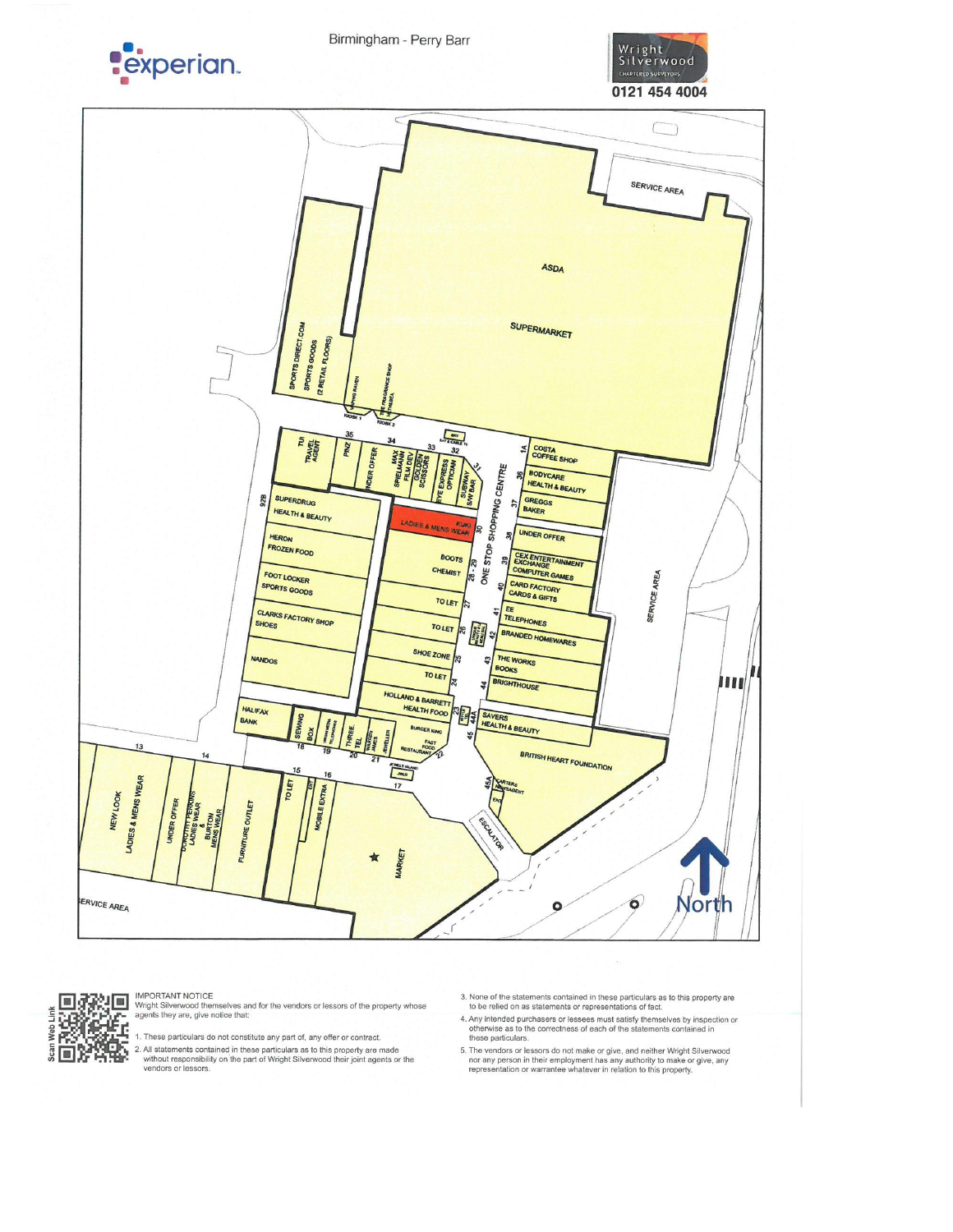experian.

Birmingham - Perry Barr

Wright Silverwood
CHARTERED SURVEYORS
0121 454 4004

SERVICE AREA

ASDA

SUPERMARKET

SPORTS DIRECT.COM
SPORTS GOODS
(2 RETAIL FLOORS)

VAPING RAVEN
KIOSK 1

THE FRAGRANCE SHOP
PERFUMERIA
KIOSK 2

SKY
SAT & CABLE TV

35 TUI TRAVEL AGENT
PINZ
34 UNDER OFFER
MAX SPIELMANN FILM DEV
33 GOLDEN SCISSORS
32 EYE EXPRESS OPTICIAN
31 SUBWAY SAN BAR

1A COSTA COFFEE SHOP
36 BODYCARE HEALTH & BEAUTY
37 GREGGS BAKER

92B SUPERDRUG HEALTH & BEAUTY
HERON FROZEN FOOD
FOOT LOCKER SPORTS GOODS
CLARKS FACTORY SHOP SHOES
NANDOS

30 KUKI LADIES & MENS WEAR
28 - 29 BOOTS CHEMIST
27 TO LET
26 TO LET
25 SHOE ZONE
24 TO LET
23 HOLLAND & BARRETT HEALTH FOOD
22 BURGER KING FAST FOOD RESTAURANT

ONE STOP SHOPPING CENTRE

38 UNDER OFFER
39 CEX ENTERTAINMENT EXCHANGE COMPUTER GAMES
40 CARD FACTORY CARDS & GIFTS
41 EE TELEPHONES
42 BRANDED HOMEWARES
43 THE WORKS BOOKS
44 BRIGHTHOUSE
44A
45 SAVERS HEALTH & BEAUTY
BRITISH HEART FOUNDATION
45A CARTERS NEWSAGENT

SERVICE AREA

HALIFAX BANK
18 SEWING BOX
19
20 THREE TEL
21 JEWELLER
JEWELS ISLAND

13 NEW LOOK LADIES & MENS WEAR
14 UNDER OFFER
DOROTHY PERKINS LADIES WEAR & BURTON MENS WEAR
FURNITURE OUTLET

15 TO LET
16 MOBILE EXTRA
17

MARKET

ESCALATOR

SERVICE AREA

North

Scan Web Link

IMPORTANT NOTICE
Wright Silverwood themselves and for the vendors or lessors of the property whose agents they are, give notice that:

1. These particulars do not constitute any part of, any offer or contract.
2. All statements contained in these particulars as to this property are made without responsibility on the part of Wright Silverwood their joint agents or the vendors or lessors.
3. None of the statements contained in these particulars as to this property are to be relied on as statements or representations of fact.
4. Any intended purchasers or lessees must satisfy themselves by inspection or otherwise as to the correctness of each of the statements contained in these particulars.
5. The vendors or lessors do not make or give, and neither Wright Silverwood nor any person in their employment has any authority to make or give, any representation or warrantee whatever in relation to this property.